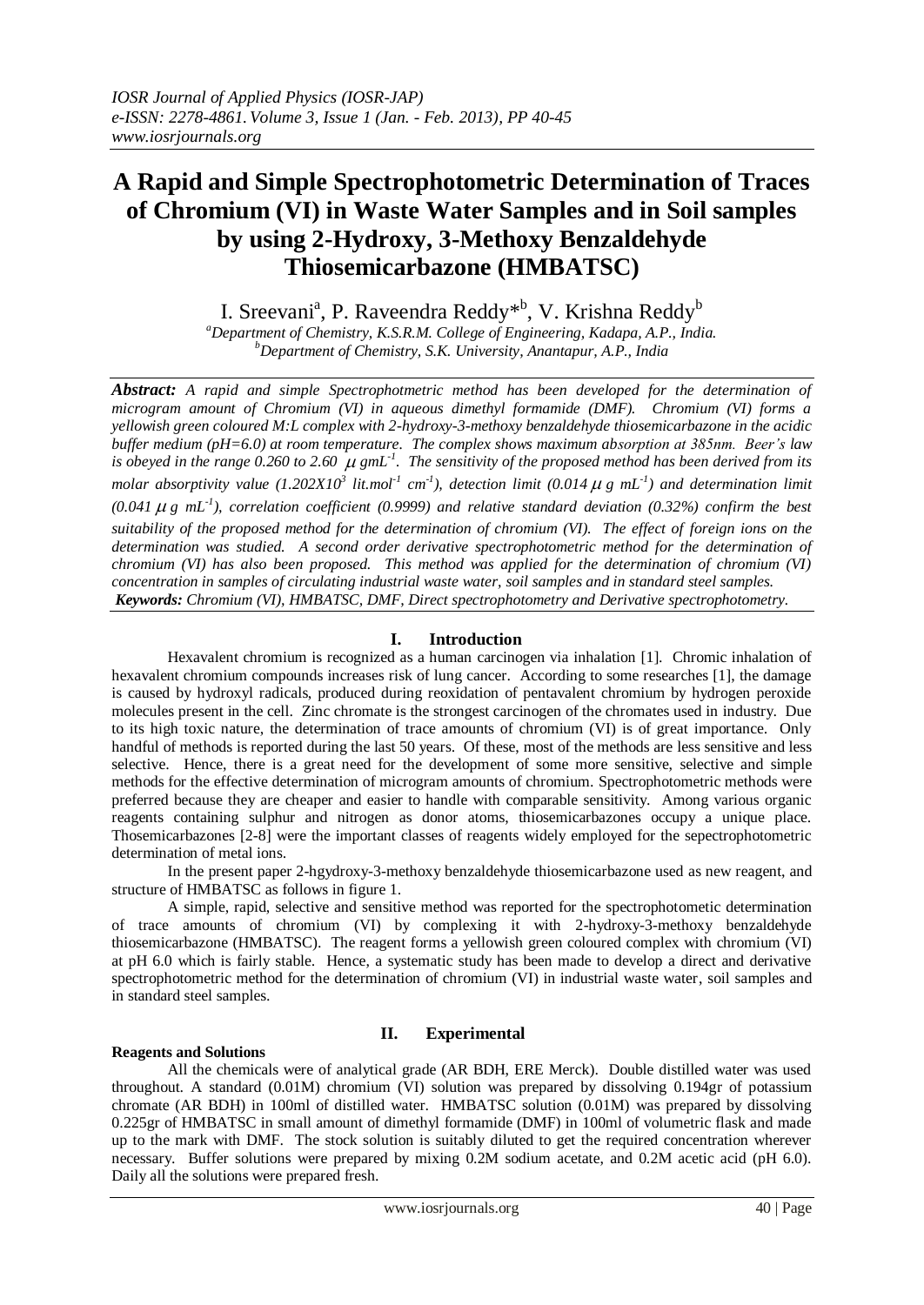# A Rapid and Simple Spectrophotometric Determination of Traces of Chromium (VI) in Waste Water Samples and in Soil samples by using 2-Hydroxy, 3-Methoxy Benzaldehyde Thiosemicarbazone (HMBATSC)

I. Sreevani[a], P. Raveendra Reddy*[b], V. Krishna Reddy[b]

[a]*Department of Chemistry, K.S.R.M. College of Engineering, Kadapa, A.P., India.*
[b]*Department of Chemistry, S.K. University, Anantapur, A.P., India*

***Abstract:*** *A rapid and simple Spectrophotmetric method has been developed for the determination of microgram amount of Chromium (VI) in aqueous dimethyl formamide (DMF). Chromium (VI) forms a yellowish green coloured M:L complex with 2-hydroxy-3-methoxy benzaldehyde thiosemicarbazone in the acidic buffer medium (pH=6.0) at room temperature. The complex shows maximum absorption at 385nm. Beer's law is obeyed in the range 0.260 to 2.60 $\mu$ gmL$^{-1}$. The sensitivity of the proposed method has been derived from its molar absorptivity value (1.202X10$^3$ lit.mol$^{-1}$ cm$^{-1}$), detection limit (0.014 $\mu$ g mL$^{-1}$) and determination limit (0.041 $\mu$ g mL$^{-1}$), correlation coefficient (0.9999) and relative standard deviation (0.32%) confirm the best suitability of the proposed method for the determination of chromium (VI). The effect of foreign ions on the determination was studied. A second order derivative spectrophotometric method for the determination of chromium (VI) has also been proposed. This method was applied for the determination of chromium (VI) concentration in samples of circulating industrial waste water, soil samples and in standard steel samples.*

***Keywords:*** *Chromium (VI), HMBATSC, DMF, Direct spectrophotometry and Derivative spectrophotometry.*

## I. Introduction

Hexavalent chromium is recognized as a human carcinogen via inhalation [1]. Chromic inhalation of hexavalent chromium compounds increases risk of lung cancer. According to some researches [1], the damage is caused by hydroxyl radicals, produced during reoxidation of pentavalent chromium by hydrogen peroxide molecules present in the cell. Zinc chromate is the strongest carcinogen of the chromates used in industry. Due to its high toxic nature, the determination of trace amounts of chromium (VI) is of great importance. Only handful of methods is reported during the last 50 years. Of these, most of the methods are less sensitive and less selective. Hence, there is a great need for the development of some more sensitive, selective and simple methods for the effective determination of microgram amounts of chromium. Spectrophotometric methods were preferred because they are cheaper and easier to handle with comparable sensitivity. Among various organic reagents containing sulphur and nitrogen as donor atoms, thiosemicarbazones occupy a unique place. Thosemicarbazones [2-8] were the important classes of reagents widely employed for the sepectrophotometric determination of metal ions.

In the present paper 2-hgydroxy-3-methoxy benzaldehyde thiosemicarbazone used as new reagent, and structure of HMBATSC as follows in figure 1.

A simple, rapid, selective and sensitive method was reported for the spectrophotometic determination of trace amounts of chromium (VI) by complexing it with 2-hydroxy-3-methoxy benzaldehyde thiosemicarbazone (HMBATSC). The reagent forms a yellowish green coloured complex with chromium (VI) at pH 6.0 which is fairly stable. Hence, a systematic study has been made to develop a direct and derivative spectrophotometric method for the determination of chromium (VI) in industrial waste water, soil samples and in standard steel samples.

## II. Experimental

### Reagents and Solutions

All the chemicals were of analytical grade (AR BDH, ERE Merck). Double distilled water was used throughout. A standard (0.01M) chromium (VI) solution was prepared by dissolving 0.194gr of potassium chromate (AR BDH) in 100ml of distilled water. HMBATSC solution (0.01M) was prepared by dissolving 0.225gr of HMBATSC in small amount of dimethyl formamide (DMF) in 100ml of volumetric flask and made up to the mark with DMF. The stock solution is suitably diluted to get the required concentration wherever necessary. Buffer solutions were prepared by mixing 0.2M sodium acetate, and 0.2M acetic acid (pH 6.0). Daily all the solutions were prepared fresh.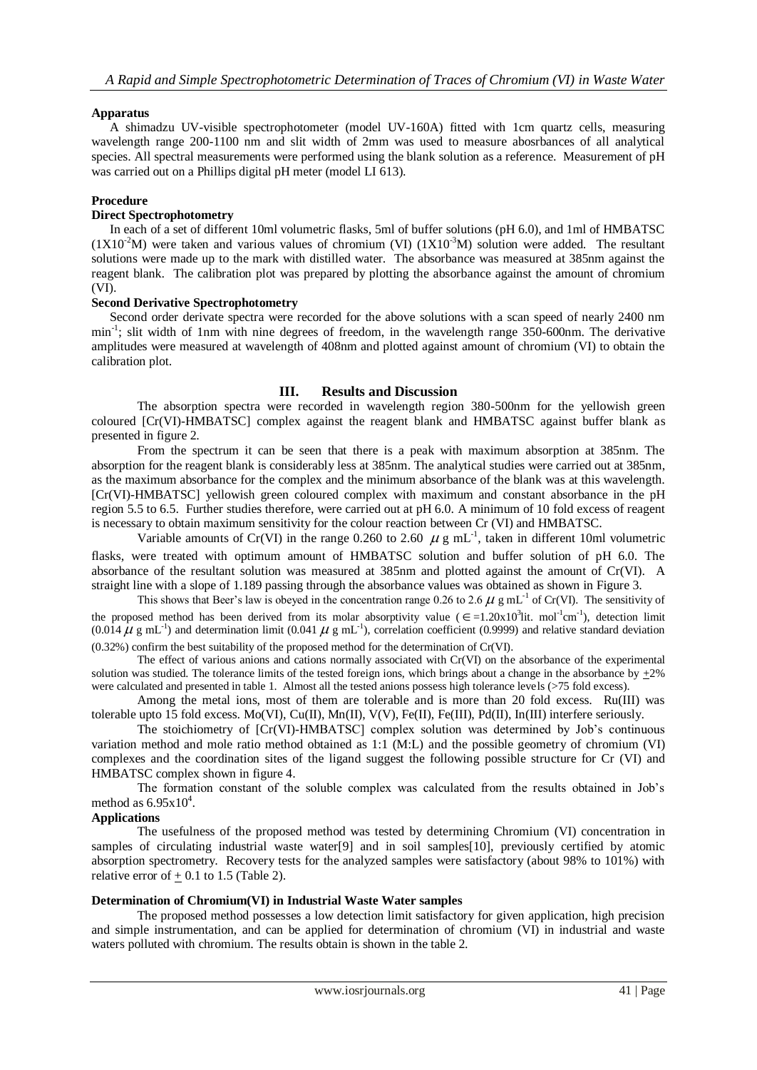**Apparatus**

A shimadzu UV-visible spectrophotometer (model UV-160A) fitted with 1cm quartz cells, measuring wavelength range 200-1100 nm and slit width of 2mm was used to measure abosrbances of all analytical species. All spectral measurements were performed using the blank solution as a reference. Measurement of pH was carried out on a Phillips digital pH meter (model LI 613).

**Procedure**

**Direct Spectrophotometry**

In each of a set of different 10ml volumetric flasks, 5ml of buffer solutions (pH 6.0), and 1ml of HMBATSC ($1X10^{-2}$M) were taken and various values of chromium (VI) ($1X10^{-3}$M) solution were added. The resultant solutions were made up to the mark with distilled water. The absorbance was measured at 385nm against the reagent blank. The calibration plot was prepared by plotting the absorbance against the amount of chromium (VI).

**Second Derivative Spectrophotometry**

Second order derivate spectra were recorded for the above solutions with a scan speed of nearly 2400 nm $min^{-1}$; slit width of 1nm with nine degrees of freedom, in the wavelength range 350-600nm. The derivative amplitudes were measured at wavelength of 408nm and plotted against amount of chromium (VI) to obtain the calibration plot.

## III. Results and Discussion

The absorption spectra were recorded in wavelength region 380-500nm for the yellowish green coloured [Cr(VI)-HMBATSC] complex against the reagent blank and HMBATSC against buffer blank as presented in figure 2.

From the spectrum it can be seen that there is a peak with maximum absorption at 385nm. The absorption for the reagent blank is considerably less at 385nm. The analytical studies were carried out at 385nm, as the maximum absorbance for the complex and the minimum absorbance of the blank was at this wavelength. [Cr(VI)-HMBATSC] yellowish green coloured complex with maximum and constant absorbance in the pH region 5.5 to 6.5. Further studies therefore, were carried out at pH 6.0. A minimum of 10 fold excess of reagent is necessary to obtain maximum sensitivity for the colour reaction between Cr (VI) and HMBATSC.

Variable amounts of Cr(VI) in the range 0.260 to 2.60 $\mu$ g $mL^{-1}$, taken in different 10ml volumetric flasks, were treated with optimum amount of HMBATSC solution and buffer solution of pH 6.0. The absorbance of the resultant solution was measured at 385nm and plotted against the amount of Cr(VI). A straight line with a slope of 1.189 passing through the absorbance values was obtained as shown in Figure 3.

This shows that Beer's law is obeyed in the concentration range 0.26 to 2.6 $\mu$ g $mL^{-1}$ of Cr(VI). The sensitivity of the proposed method has been derived from its molar absorptivity value ($\in = 1.20x10^{3}$lit. $mol^{-1}cm^{-1}$), detection limit (0.014 $\mu$ g $mL^{-1}$) and determination limit (0.041 $\mu$ g $mL^{-1}$), correlation coefficient (0.9999) and relative standard deviation (0.32%) confirm the best suitability of the proposed method for the determination of Cr(VI).

The effect of various anions and cations normally associated with Cr(VI) on the absorbance of the experimental solution was studied. The tolerance limits of the tested foreign ions, which brings about a change in the absorbance by $\pm$2% were calculated and presented in table 1. Almost all the tested anions possess high tolerance levels (>75 fold excess).

Among the metal ions, most of them are tolerable and is more than 20 fold excess. Ru(III) was tolerable upto 15 fold excess. Mo(VI), Cu(II), Mn(II), V(V), Fe(II), Fe(III), Pd(II), In(III) interfere seriously.

The stoichiometry of [Cr(VI)-HMBATSC] complex solution was determined by Job's continuous variation method and mole ratio method obtained as 1:1 (M:L) and the possible geometry of chromium (VI) complexes and the coordination sites of the ligand suggest the following possible structure for Cr (VI) and HMBATSC complex shown in figure 4.

The formation constant of the soluble complex was calculated from the results obtained in Job's method as $6.95x10^{4}$.

**Applications**

The usefulness of the proposed method was tested by determining Chromium (VI) concentration in samples of circulating industrial waste water[9] and in soil samples[10], previously certified by atomic absorption spectrometry. Recovery tests for the analyzed samples were satisfactory (about 98% to 101%) with relative error of $\pm$ 0.1 to 1.5 (Table 2).

**Determination of Chromium(VI) in Industrial Waste Water samples**

The proposed method possesses a low detection limit satisfactory for given application, high precision and simple instrumentation, and can be applied for determination of chromium (VI) in industrial and waste waters polluted with chromium. The results obtain is shown in the table 2.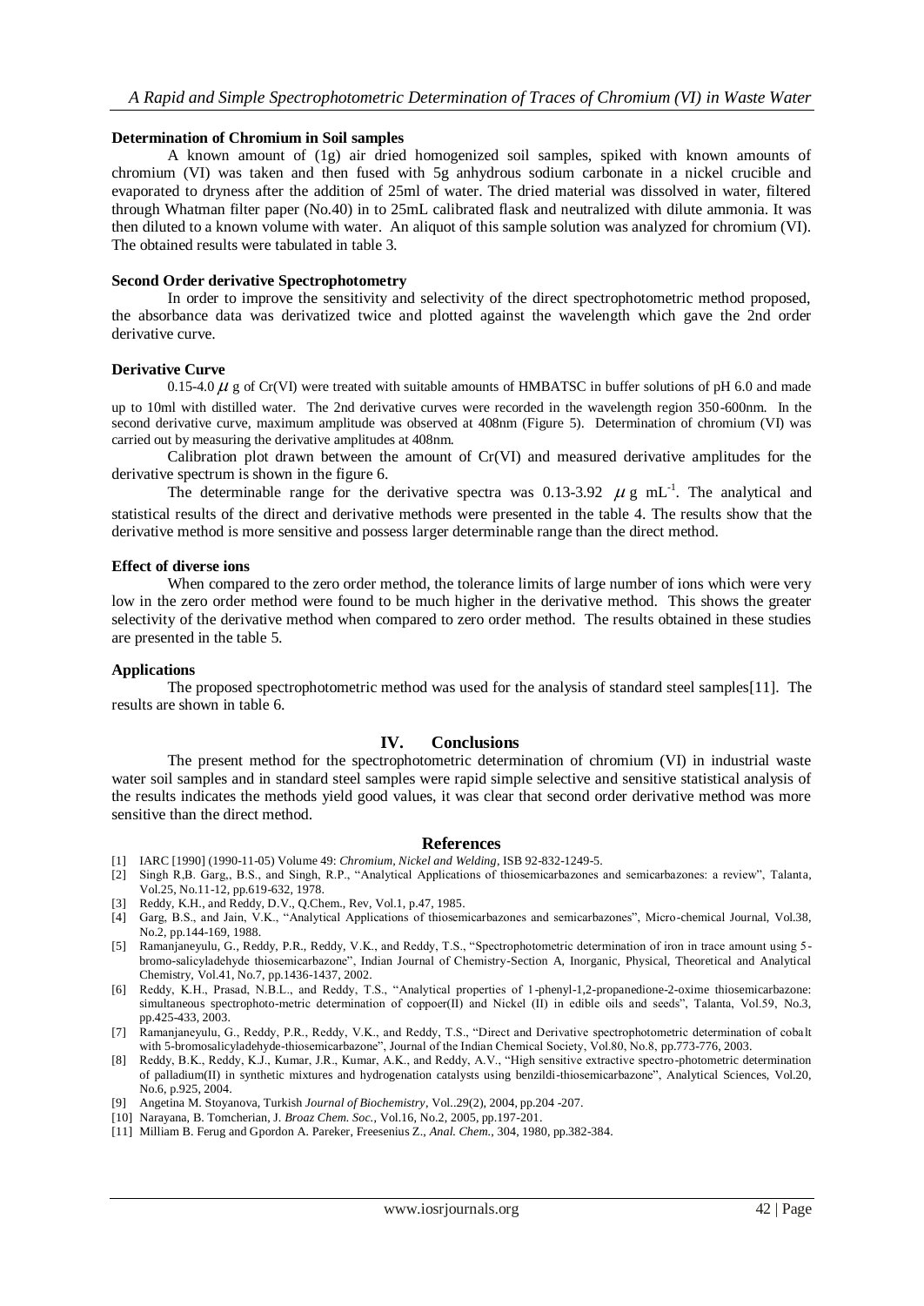### Determination of Chromium in Soil samples

A known amount of (1g) air dried homogenized soil samples, spiked with known amounts of chromium (VI) was taken and then fused with 5g anhydrous sodium carbonate in a nickel crucible and evaporated to dryness after the addition of 25ml of water. The dried material was dissolved in water, filtered through Whatman filter paper (No.40) in to 25mL calibrated flask and neutralized with dilute ammonia. It was then diluted to a known volume with water. An aliquot of this sample solution was analyzed for chromium (VI). The obtained results were tabulated in table 3.

### Second Order derivative Spectrophotometry

In order to improve the sensitivity and selectivity of the direct spectrophotometric method proposed, the absorbance data was derivatized twice and plotted against the wavelength which gave the 2nd order derivative curve.

### Derivative Curve

0.15-4.0 $\mu$ g of Cr(VI) were treated with suitable amounts of HMBATSC in buffer solutions of pH 6.0 and made up to 10ml with distilled water. The 2nd derivative curves were recorded in the wavelength region 350-600nm. In the second derivative curve, maximum amplitude was observed at 408nm (Figure 5). Determination of chromium (VI) was carried out by measuring the derivative amplitudes at 408nm.

Calibration plot drawn between the amount of Cr(VI) and measured derivative amplitudes for the derivative spectrum is shown in the figure 6.

The determinable range for the derivative spectra was 0.13-3.92 $\mu$ g $mL^{-1}$. The analytical and statistical results of the direct and derivative methods were presented in the table 4. The results show that the derivative method is more sensitive and possess larger determinable range than the direct method.

### Effect of diverse ions

When compared to the zero order method, the tolerance limits of large number of ions which were very low in the zero order method were found to be much higher in the derivative method. This shows the greater selectivity of the derivative method when compared to zero order method. The results obtained in these studies are presented in the table 5.

### Applications

The proposed spectrophotometric method was used for the analysis of standard steel samples[11]. The results are shown in table 6.

## IV. Conclusions

The present method for the spectrophotometric determination of chromium (VI) in industrial waste water soil samples and in standard steel samples were rapid simple selective and sensitive statistical analysis of the results indicates the methods yield good values, it was clear that second order derivative method was more sensitive than the direct method.

## References

[1] IARC [1990] (1990-11-05) Volume 49: *Chromium, Nickel and Welding*, ISB 92-832-1249-5.

[2] Singh R,B. Garg,, B.S., and Singh, R.P., "Analytical Applications of thiosemicarbazones and semicarbazones: a review", Talanta, Vol.25, No.11-12, pp.619-632, 1978.

[3] Reddy, K.H., and Reddy, D.V., Q.Chem., Rev, Vol.1, p.47, 1985.

[4] Garg, B.S., and Jain, V.K., "Analytical Applications of thiosemicarbazones and semicarbazones", Micro-chemical Journal, Vol.38, No.2, pp.144-169, 1988.

[5] Ramanjaneyulu, G., Reddy, P.R., Reddy, V.K., and Reddy, T.S., "Spectrophotometric determination of iron in trace amount using 5-bromo-salicyladehyde thiosemicarbazone", Indian Journal of Chemistry-Section A, Inorganic, Physical, Theoretical and Analytical Chemistry, Vol.41, No.7, pp.1436-1437, 2002.

[6] Reddy, K.H., Prasad, N.B.L., and Reddy, T.S., "Analytical properties of 1-phenyl-1,2-propanedione-2-oxime thiosemicarbazone: simultaneous spectrophoto-metric determination of coppoer(II) and Nickel (II) in edible oils and seeds", Talanta, Vol.59, No.3, pp.425-433, 2003.

[7] Ramanjaneyulu, G., Reddy, P.R., Reddy, V.K., and Reddy, T.S., "Direct and Derivative spectrophotometric determination of cobalt with 5-bromosalicyladehyde-thiosemicarbazone", Journal of the Indian Chemical Society, Vol.80, No.8, pp.773-776, 2003.

[8] Reddy, B.K., Reddy, K.J., Kumar, J.R., Kumar, A.K., and Reddy, A.V., "High sensitive extractive spectro-photometric determination of palladium(II) in synthetic mixtures and hydrogenation catalysts using benzildi-thiosemicarbazone", Analytical Sciences, Vol.20, No.6, p.925, 2004.

[9] Angetina M. Stoyanova, Turkish *Journal of Biochemistry*, Vol..29(2), 2004, pp.204 -207.

[10] Narayana, B. Tomcherian, J. *Broaz Chem. Soc.*, Vol.16, No.2, 2005, pp.197-201.

[11] Milliam B. Ferug and Gpordon A. Pareker, Freesenius Z., *Anal. Chem.*, 304, 1980, pp.382-384.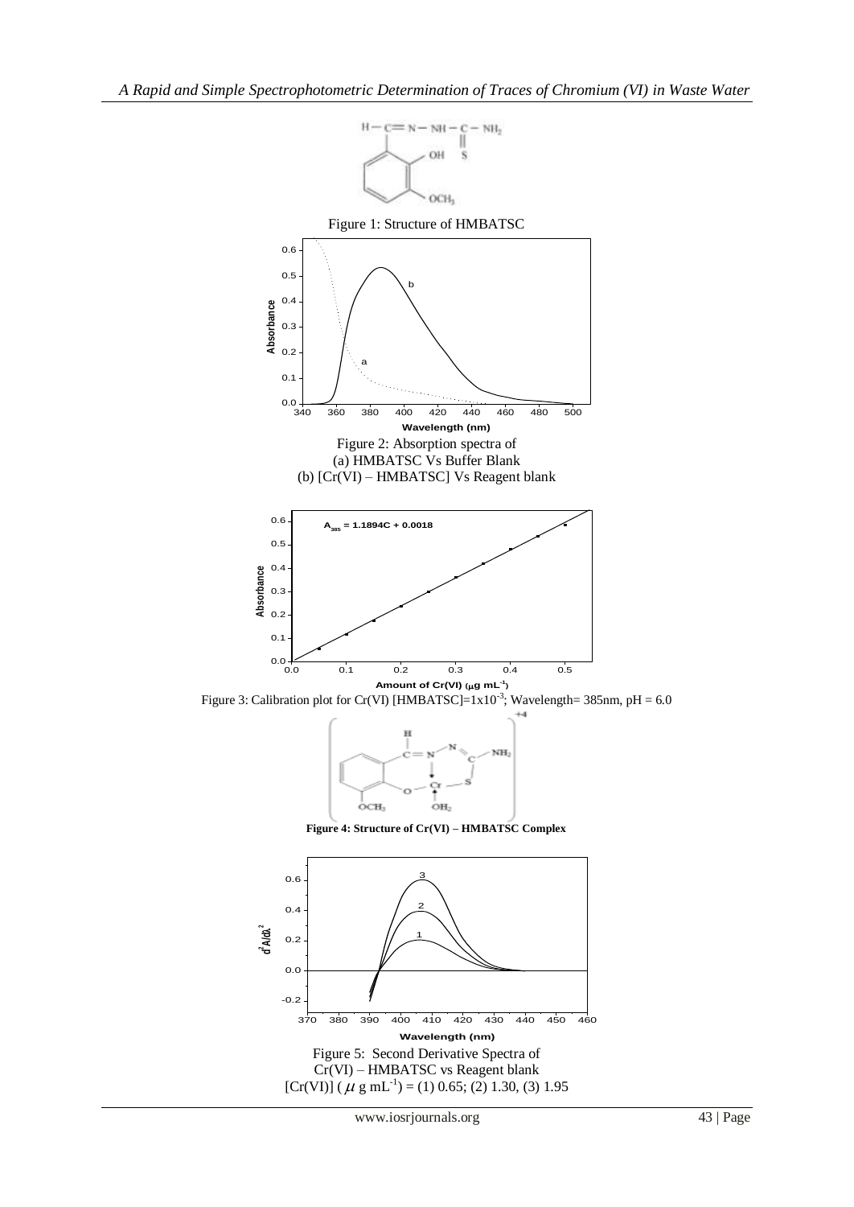Figure 1: Structure of HMBATSC

Figure 2: Absorption spectra of
(a) HMBATSC Vs Buffer Blank
(b) [Cr(VI) – HMBATSC] Vs Reagent blank

Figure 3: Calibration plot for Cr(VI) [HMBATSC]=$1\times10^{-3}$; Wavelength= 385nm, pH = 6.0

**Figure 4: Structure of Cr(VI) – HMBATSC Complex**

Figure 5: Second Derivative Spectra of
Cr(VI) – HMBATSC vs Reagent blank
[Cr(VI)] ($\mu$ g $mL^{-1}$) = (1) 0.65; (2) 1.30, (3) 1.95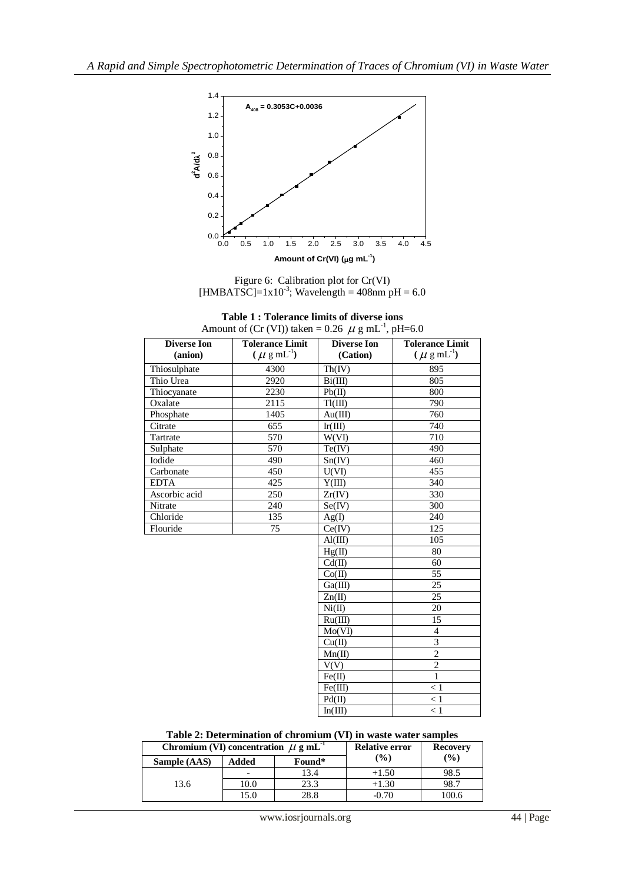Figure 6: Calibration plot for Cr(VI)
[HMBATSC]=$1x10^{-3}$; Wavelength = 408nm pH = 6.0

**Table 1 : Tolerance limits of diverse ions**
Amount of (Cr (VI)) taken = 0.26 $\mu$ g $mL^{-1}$, pH=6.0

| Diverse Ion (anion) | Tolerance Limit ($\mu$ g $mL^{-1}$) | Diverse Ion (Cation) | Tolerance Limit ($\mu$ g $mL^{-1}$) |
|---|---|---|---|
| Thiosulphate | 4300 | Th(IV) | 895 |
| Thio Urea | 2920 | Bi(III) | 805 |
| Thiocyanate | 2230 | Pb(II) | 800 |
| Oxalate | 2115 | Tl(III) | 790 |
| Phosphate | 1405 | Au(III) | 760 |
| Citrate | 655 | Ir(III) | 740 |
| Tartrate | 570 | W(VI) | 710 |
| Sulphate | 570 | Te(IV) | 490 |
| Iodide | 490 | Sn(IV) | 460 |
| Carbonate | 450 | U(VI) | 455 |
| EDTA | 425 | Y(III) | 340 |
| Ascorbic acid | 250 | Zr(IV) | 330 |
| Nitrate | 240 | Se(IV) | 300 |
| Chloride | 135 | Ag(I) | 240 |
| Flouride | 75 | Ce(IV) | 125 |
| | | Al(III) | 105 |
| | | Hg(II) | 80 |
| | | Cd(II) | 60 |
| | | Co(II) | 55 |
| | | Ga(III) | 25 |
| | | Zn(II) | 25 |
| | | Ni(II) | 20 |
| | | Ru(III) | 15 |
| | | Mo(VI) | 4 |
| | | Cu(II) | 3 |
| | | Mn(II) | 2 |
| | | V(V) | 2 |
| | | Fe(II) | 1 |
| | | Fe(III) | < 1 |
| | | Pd(II) | < 1 |
| | | In(III) | < 1 |

**Table 2: Determination of chromium (VI) in waste water samples**

| Chromium (VI) concentration $\mu$ g $mL^{-1}$ | | | Relative error (%) | Recovery (%) |
|---|---|---|---|---|
| Sample (AAS) | Added | Found* | | |
| 13.6 | - | 13.4 | +1.50 | 98.5 |
| | 10.0 | 23.3 | +1.30 | 98.7 |
| | 15.0 | 28.8 | -0.70 | 100.6 |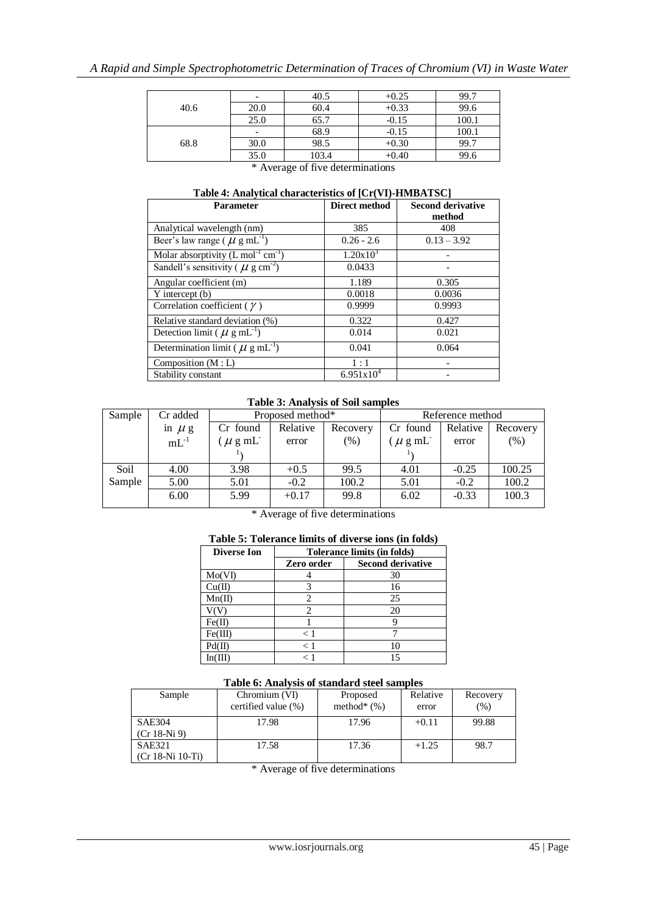| | | | | |
|---|---|---|---|---|
| 40.6 | - | 40.5 | +0.25 | 99.7 |
| | 20.0 | 60.4 | +0.33 | 99.6 |
| | 25.0 | 65.7 | -0.15 | 100.1 |
| 68.8 | - | 68.9 | -0.15 | 100.1 |
| | 30.0 | 98.5 | +0.30 | 99.7 |
| | 35.0 | 103.4 | +0.40 | 99.6 |

\* Average of five determinations

**Table 4: Analytical characteristics of [Cr(VI)-HMBATSC]**

| Parameter | Direct method | Second derivative method |
|---|---|---|
| Analytical wavelength (nm) | 385 | 408 |
| Beer's law range ( $\mu$ g $mL^{-1}$) | 0.26 - 2.6 | 0.13 – 3.92 |
| Molar absorptivity (L $mol^{-1}$ $cm^{-1}$) | $1.20x10^3$ | - |
| Sandell's sensitivity ( $\mu$ g $cm^{-2}$) | 0.0433 | - |
| Angular coefficient (m) | 1.189 | 0.305 |
| Y intercept (b) | 0.0018 | 0.0036 |
| Correlation coefficient ( $\gamma$ ) | 0.9999 | 0.9993 |
| Relative standard deviation (%) | 0.322 | 0.427 |
| Detection limit ( $\mu$ g $mL^{-1}$) | 0.014 | 0.021 |
| Determination limit ( $\mu$ g $mL^{-1}$) | 0.041 | 0.064 |
| Composition (M : L) | 1 : 1 | - |
| Stability constant | $6.951x10^4$ | - |

**Table 3: Analysis of Soil samples**

| Sample | Cr added in $\mu$ g $mL^{-1}$ | Proposed method* | | | Reference method | | |
|---|---|---|---|---|---|---|---|
| | | Cr found ( $\mu$ g $mL^{-1}$) | Relative error | Recovery (%) | Cr found ( $\mu$ g $mL^{-1}$) | Relative error | Recovery (%) |
| Soil Sample | 4.00 | 3.98 | +0.5 | 99.5 | 4.01 | -0.25 | 100.25 |
| | 5.00 | 5.01 | -0.2 | 100.2 | 5.01 | -0.2 | 100.2 |
| | 6.00 | 5.99 | +0.17 | 99.8 | 6.02 | -0.33 | 100.3 |

\* Average of five determinations

**Table 5: Tolerance limits of diverse ions (in folds)**

| Diverse Ion | Tolerance limits (in folds) | |
|---|---|---|
| | Zero order | Second derivative |
| Mo(VI) | 4 | 30 |
| Cu(II) | 3 | 16 |
| Mn(II) | 2 | 25 |
| V(V) | 2 | 20 |
| Fe(II) | 1 | 9 |
| Fe(III) | < 1 | 7 |
| Pd(II) | < 1 | 10 |
| In(III) | < 1 | 15 |

**Table 6: Analysis of standard steel samples**

| Sample | Chromium (VI) certified value (%) | Proposed method* (%) | Relative error | Recovery (%) |
|---|---|---|---|---|
| SAE304 (Cr 18-Ni 9) | 17.98 | 17.96 | +0.11 | 99.88 |
| SAE321 (Cr 18-Ni 10-Ti) | 17.58 | 17.36 | +1.25 | 98.7 |

\* Average of five determinations